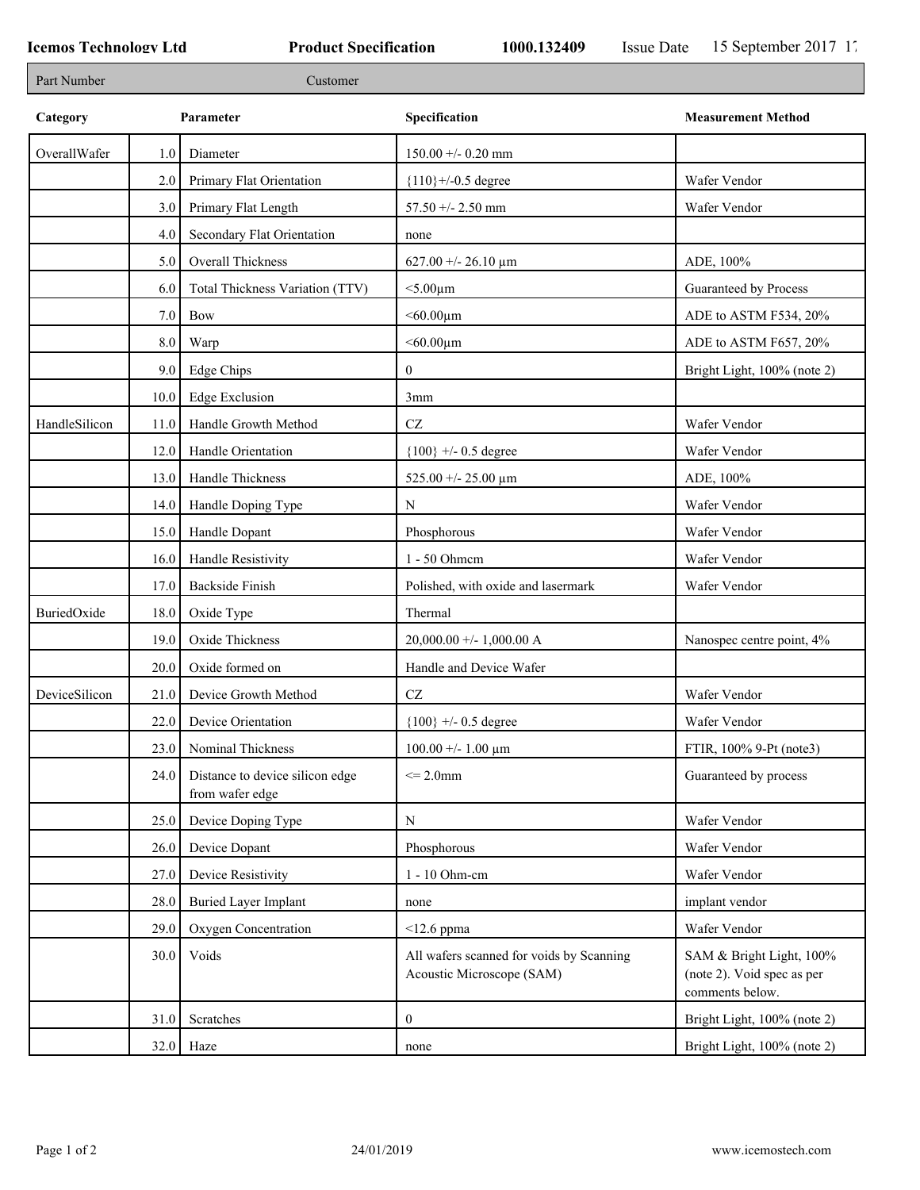**Icemos Technology Ltd** | **Product Specification** | **1000.132409** | Issue Date 15 September 2017

| Part Number | Customer |
|---|---|

| Category | | Parameter | Specification | Measurement Method |
|---|---|---|---|---|
| OverallWafer | 1.0 | Diameter | 150.00 +/- 0.20 mm | |
| | 2.0 | Primary Flat Orientation | {110}+/-0.5 degree | Wafer Vendor |
| | 3.0 | Primary Flat Length | 57.50 +/- 2.50 mm | Wafer Vendor |
| | 4.0 | Secondary Flat Orientation | none | |
| | 5.0 | Overall Thickness | 627.00 +/- 26.10 µm | ADE, 100% |
| | 6.0 | Total Thickness Variation (TTV) | <5.00µm | Guaranteed by Process |
| | 7.0 | Bow | <60.00µm | ADE to ASTM F534, 20% |
| | 8.0 | Warp | <60.00µm | ADE to ASTM F657, 20% |
| | 9.0 | Edge Chips | 0 | Bright Light, 100% (note 2) |
| | 10.0 | Edge Exclusion | 3mm | |
| HandleSilicon | 11.0 | Handle Growth Method | CZ | Wafer Vendor |
| | 12.0 | Handle Orientation | {100} +/- 0.5 degree | Wafer Vendor |
| | 13.0 | Handle Thickness | 525.00 +/- 25.00 µm | ADE, 100% |
| | 14.0 | Handle Doping Type | N | Wafer Vendor |
| | 15.0 | Handle Dopant | Phosphorous | Wafer Vendor |
| | 16.0 | Handle Resistivity | 1 - 50 Ohmcm | Wafer Vendor |
| | 17.0 | Backside Finish | Polished, with oxide and lasermark | Wafer Vendor |
| BuriedOxide | 18.0 | Oxide Type | Thermal | |
| | 19.0 | Oxide Thickness | 20,000.00 +/- 1,000.00 A | Nanospec centre point, 4% |
| | 20.0 | Oxide formed on | Handle and Device Wafer | |
| DeviceSilicon | 21.0 | Device Growth Method | CZ | Wafer Vendor |
| | 22.0 | Device Orientation | {100} +/- 0.5 degree | Wafer Vendor |
| | 23.0 | Nominal Thickness | 100.00 +/- 1.00 µm | FTIR, 100% 9-Pt (note3) |
| | 24.0 | Distance to device silicon edge from wafer edge | <= 2.0mm | Guaranteed by process |
| | 25.0 | Device Doping Type | N | Wafer Vendor |
| | 26.0 | Device Dopant | Phosphorous | Wafer Vendor |
| | 27.0 | Device Resistivity | 1 - 10 Ohm-cm | Wafer Vendor |
| | 28.0 | Buried Layer Implant | none | implant vendor |
| | 29.0 | Oxygen Concentration | <12.6 ppma | Wafer Vendor |
| | 30.0 | Voids | All wafers scanned for voids by Scanning Acoustic Microscope (SAM) | SAM & Bright Light, 100% (note 2). Void spec as per comments below. |
| | 31.0 | Scratches | 0 | Bright Light, 100% (note 2) |
| | 32.0 | Haze | none | Bright Light, 100% (note 2) |

24/01/2019 www.icemostech.com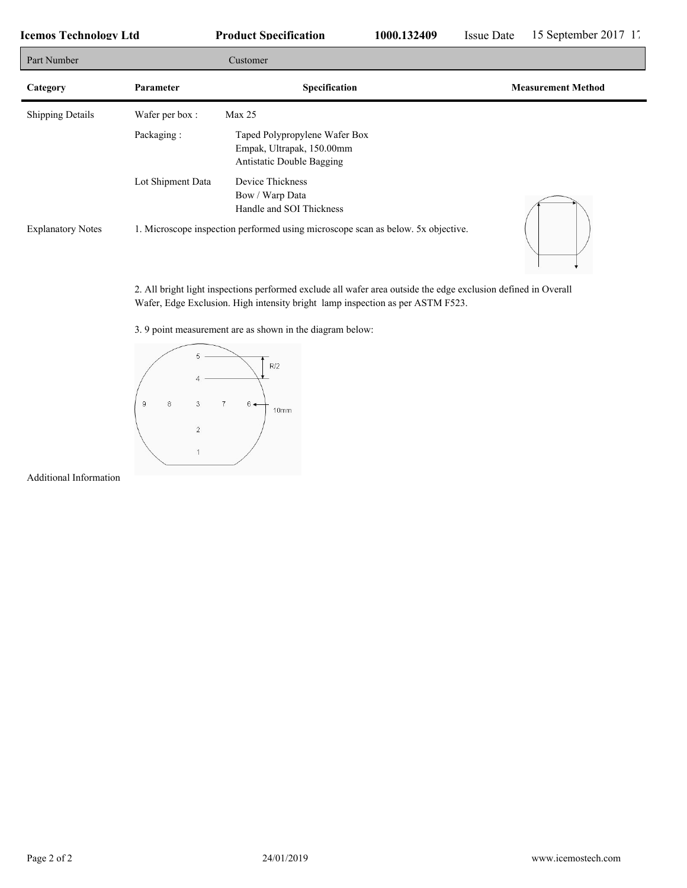| Category | Parameter | Specification | Measurement Method |
|---|---|---|---|
| Shipping Details | Wafer per box : | Max 25 | |
| | Packaging : | Taped Polypropylene Wafer Box<br>Empak, Ultrapak, 150.00mm<br>Antistatic Double Bagging | |
| | Lot Shipment Data | Device Thickness<br>Bow / Warp Data<br>Handle and SOI Thickness | |
| Explanatory Notes | 1. Microscope inspection performed using microscope scan as below. 5x objective. | | |

2. All bright light inspections performed exclude all wafer area outside the edge exclusion defined in Overall Wafer, Edge Exclusion. High intensity bright lamp inspection as per ASTM F523.

3. 9 point measurement are as shown in the diagram below:

5
4
R/2
9 8 3 7 6
10mm
2
1

Additional Information